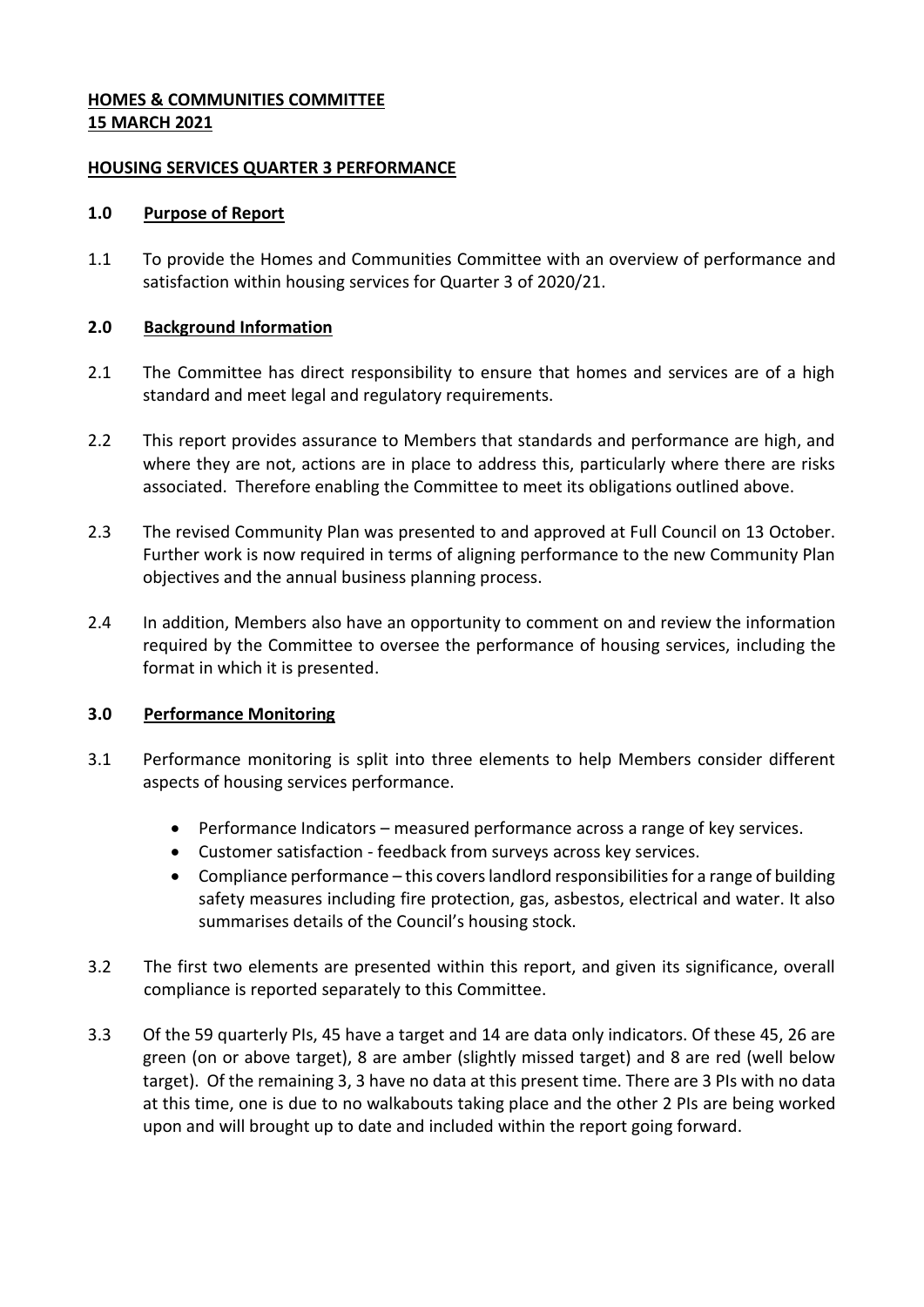**HOMES & COMMUNITIES COMMITTEE**
**15 MARCH 2021**

**HOUSING SERVICES QUARTER 3 PERFORMANCE**

## 1.0 Purpose of Report

1.1 To provide the Homes and Communities Committee with an overview of performance and satisfaction within housing services for Quarter 3 of 2020/21.

## 2.0 Background Information

2.1 The Committee has direct responsibility to ensure that homes and services are of a high standard and meet legal and regulatory requirements.

2.2 This report provides assurance to Members that standards and performance are high, and where they are not, actions are in place to address this, particularly where there are risks associated. Therefore enabling the Committee to meet its obligations outlined above.

2.3 The revised Community Plan was presented to and approved at Full Council on 13 October. Further work is now required in terms of aligning performance to the new Community Plan objectives and the annual business planning process.

2.4 In addition, Members also have an opportunity to comment on and review the information required by the Committee to oversee the performance of housing services, including the format in which it is presented.

## 3.0 Performance Monitoring

3.1 Performance monitoring is split into three elements to help Members consider different aspects of housing services performance.

- Performance Indicators – measured performance across a range of key services.
- Customer satisfaction - feedback from surveys across key services.
- Compliance performance – this covers landlord responsibilities for a range of building safety measures including fire protection, gas, asbestos, electrical and water. It also summarises details of the Council's housing stock.

3.2 The first two elements are presented within this report, and given its significance, overall compliance is reported separately to this Committee.

3.3 Of the 59 quarterly PIs, 45 have a target and 14 are data only indicators. Of these 45, 26 are green (on or above target), 8 are amber (slightly missed target) and 8 are red (well below target). Of the remaining 3, 3 have no data at this present time. There are 3 PIs with no data at this time, one is due to no walkabouts taking place and the other 2 PIs are being worked upon and will brought up to date and included within the report going forward.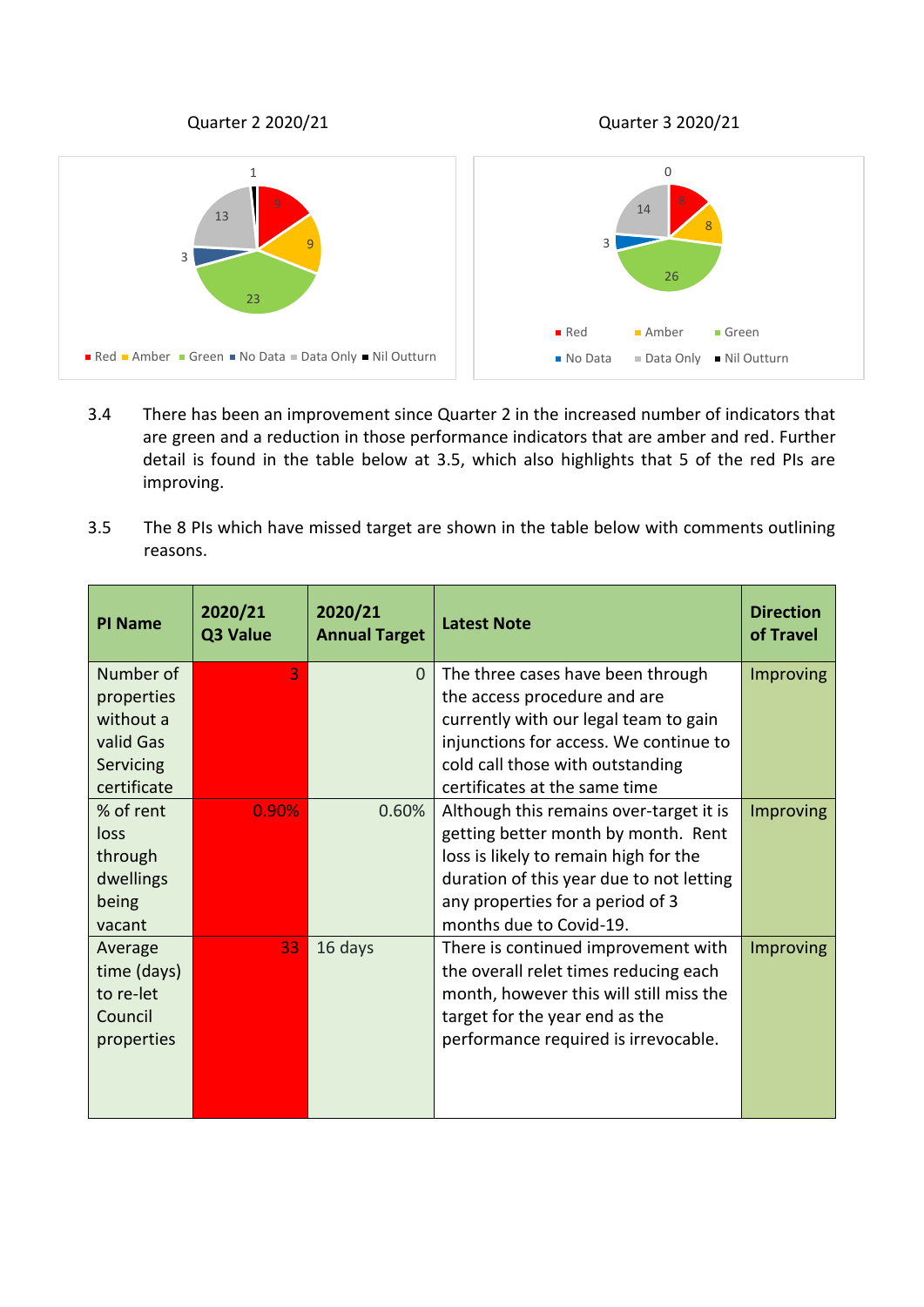Quarter 2 2020/21

Quarter 3 2020/21

3.4 There has been an improvement since Quarter 2 in the increased number of indicators that are green and a reduction in those performance indicators that are amber and red. Further detail is found in the table below at 3.5, which also highlights that 5 of the red PIs are improving.

3.5 The 8 PIs which have missed target are shown in the table below with comments outlining reasons.

| PI Name | 2020/21 Q3 Value | 2020/21 Annual Target | Latest Note | Direction of Travel |
|---|---|---|---|---|
| Number of properties without a valid Gas Servicing certificate | 3 | 0 | The three cases have been through the access procedure and are currently with our legal team to gain injunctions for access. We continue to cold call those with outstanding certificates at the same time | Improving |
| % of rent loss through dwellings being vacant | 0.90% | 0.60% | Although this remains over-target it is getting better month by month. Rent loss is likely to remain high for the duration of this year due to not letting any properties for a period of 3 months due to Covid-19. | Improving |
| Average time (days) to re-let Council properties | 33 | 16 days | There is continued improvement with the overall relet times reducing each month, however this will still miss the target for the year end as the performance required is irrevocable. | Improving |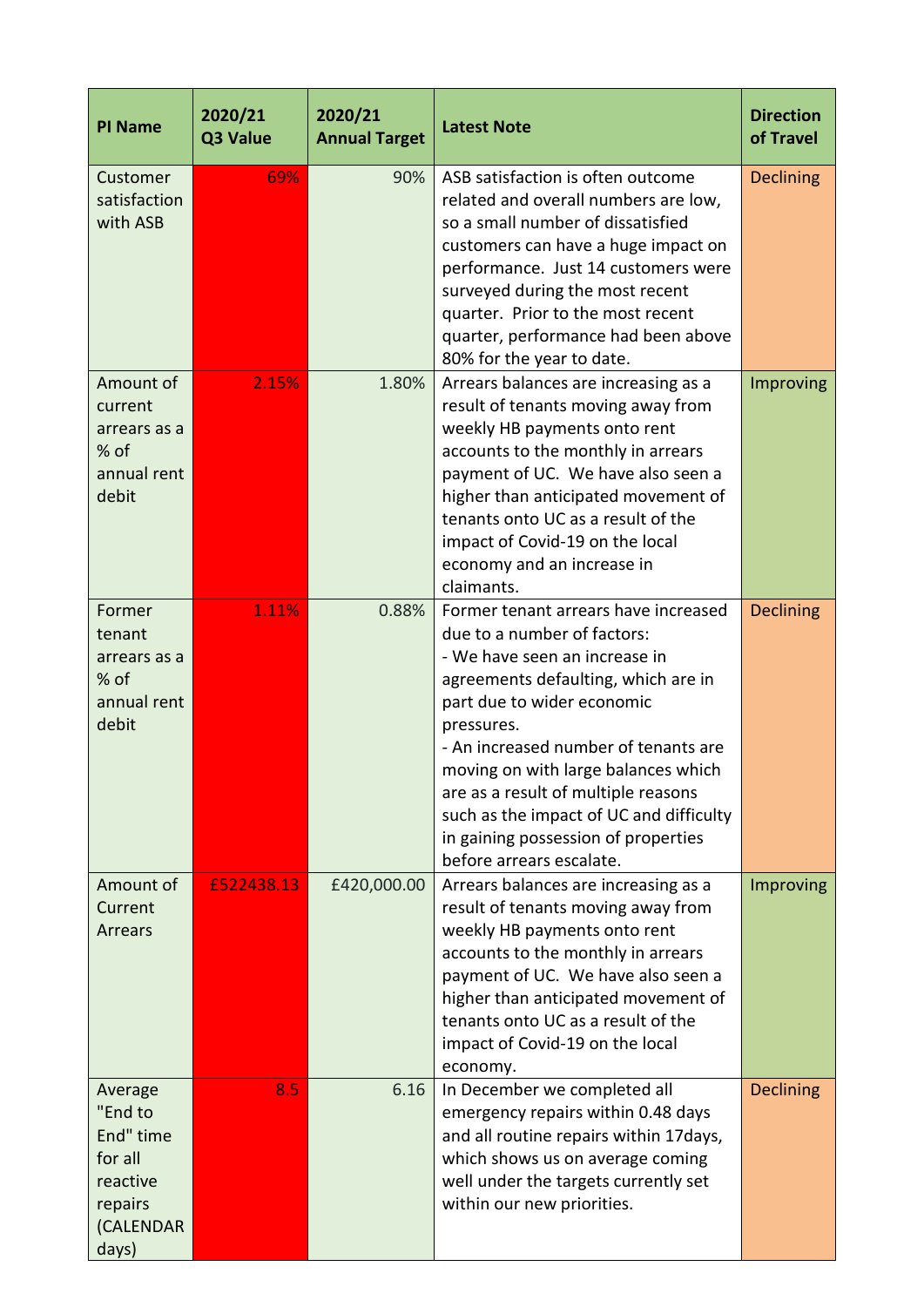| PI Name | 2020/21 Q3 Value | 2020/21 Annual Target | Latest Note | Direction of Travel |
| --- | --- | --- | --- | --- |
| Customer satisfaction with ASB | 69% | 90% | ASB satisfaction is often outcome related and overall numbers are low, so a small number of dissatisfied customers can have a huge impact on performance. Just 14 customers were surveyed during the most recent quarter. Prior to the most recent quarter, performance had been above 80% for the year to date. | Declining |
| Amount of current arrears as a % of annual rent debit | 2.15% | 1.80% | Arrears balances are increasing as a result of tenants moving away from weekly HB payments onto rent accounts to the monthly in arrears payment of UC. We have also seen a higher than anticipated movement of tenants onto UC as a result of the impact of Covid-19 on the local economy and an increase in claimants. | Improving |
| Former tenant arrears as a % of annual rent debit | 1.11% | 0.88% | Former tenant arrears have increased due to a number of factors:<br>- We have seen an increase in agreements defaulting, which are in part due to wider economic pressures.<br>- An increased number of tenants are moving on with large balances which are as a result of multiple reasons such as the impact of UC and difficulty in gaining possession of properties before arrears escalate. | Declining |
| Amount of Current Arrears | £522438.13 | £420,000.00 | Arrears balances are increasing as a result of tenants moving away from weekly HB payments onto rent accounts to the monthly in arrears payment of UC. We have also seen a higher than anticipated movement of tenants onto UC as a result of the impact of Covid-19 on the local economy. | Improving |
| Average "End to End" time for all reactive repairs (CALENDAR days) | 8.5 | 6.16 | In December we completed all emergency repairs within 0.48 days and all routine repairs within 17days, which shows us on average coming well under the targets currently set within our new priorities. | Declining |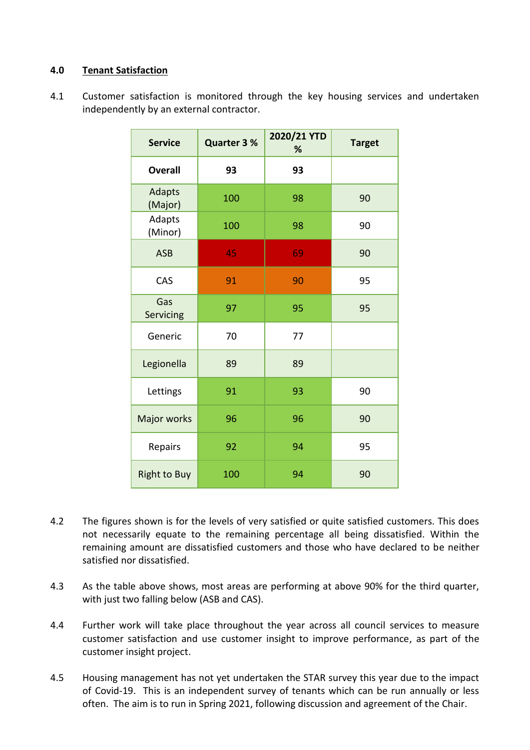## 4.0 <u>Tenant Satisfaction</u>

4.1 Customer satisfaction is monitored through the key housing services and undertaken independently by an external contractor.

| Service | Quarter 3 % | 2020/21 YTD % | Target |
|---|---|---|---|
| **Overall** | **93** | **93** | |
| Adapts (Major) | 100 | 98 | 90 |
| Adapts (Minor) | 100 | 98 | 90 |
| ASB | 45 | 69 | 90 |
| CAS | 91 | 90 | 95 |
| Gas Servicing | 97 | 95 | 95 |
| Generic | 70 | 77 | |
| Legionella | 89 | 89 | |
| Lettings | 91 | 93 | 90 |
| Major works | 96 | 96 | 90 |
| Repairs | 92 | 94 | 95 |
| Right to Buy | 100 | 94 | 90 |

4.2 The figures shown is for the levels of very satisfied or quite satisfied customers. This does not necessarily equate to the remaining percentage all being dissatisfied. Within the remaining amount are dissatisfied customers and those who have declared to be neither satisfied nor dissatisfied.

4.3 As the table above shows, most areas are performing at above 90% for the third quarter, with just two falling below (ASB and CAS).

4.4 Further work will take place throughout the year across all council services to measure customer satisfaction and use customer insight to improve performance, as part of the customer insight project.

4.5 Housing management has not yet undertaken the STAR survey this year due to the impact of Covid-19. This is an independent survey of tenants which can be run annually or less often. The aim is to run in Spring 2021, following discussion and agreement of the Chair.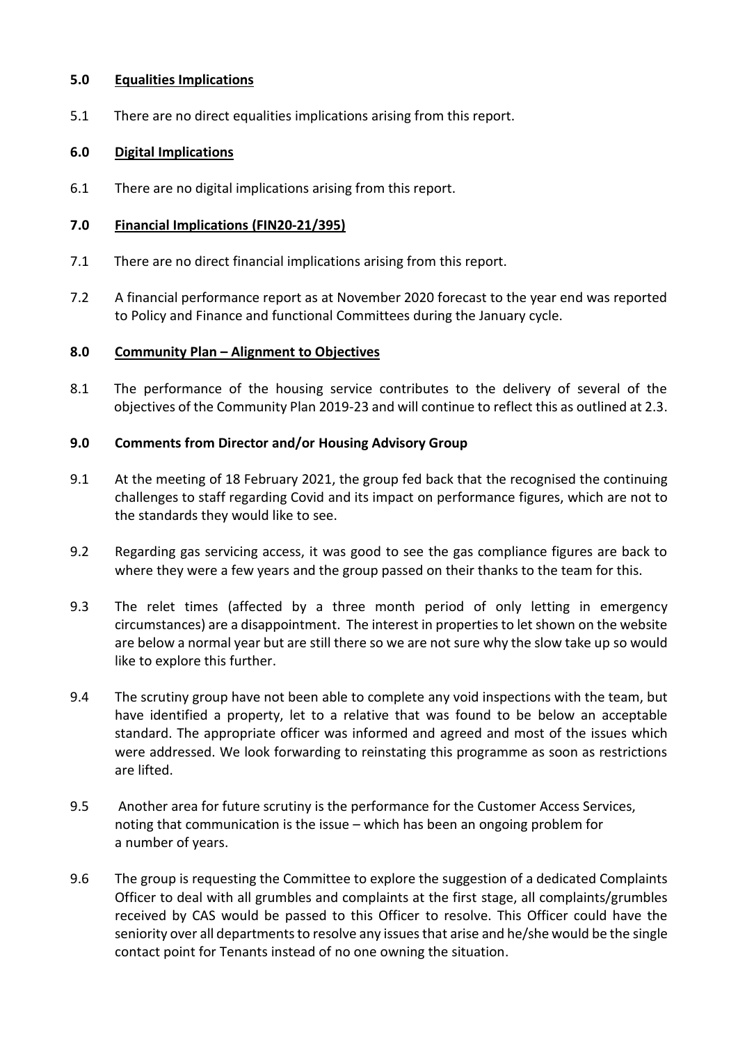## 5.0 Equalities Implications

5.1 There are no direct equalities implications arising from this report.

## 6.0 Digital Implications

6.1 There are no digital implications arising from this report.

## 7.0 Financial Implications (FIN20-21/395)

7.1 There are no direct financial implications arising from this report.

7.2 A financial performance report as at November 2020 forecast to the year end was reported to Policy and Finance and functional Committees during the January cycle.

## 8.0 Community Plan – Alignment to Objectives

8.1 The performance of the housing service contributes to the delivery of several of the objectives of the Community Plan 2019-23 and will continue to reflect this as outlined at 2.3.

## 9.0 Comments from Director and/or Housing Advisory Group

9.1 At the meeting of 18 February 2021, the group fed back that the recognised the continuing challenges to staff regarding Covid and its impact on performance figures, which are not to the standards they would like to see.

9.2 Regarding gas servicing access, it was good to see the gas compliance figures are back to where they were a few years and the group passed on their thanks to the team for this.

9.3 The relet times (affected by a three month period of only letting in emergency circumstances) are a disappointment. The interest in properties to let shown on the website are below a normal year but are still there so we are not sure why the slow take up so would like to explore this further.

9.4 The scrutiny group have not been able to complete any void inspections with the team, but have identified a property, let to a relative that was found to be below an acceptable standard. The appropriate officer was informed and agreed and most of the issues which were addressed. We look forwarding to reinstating this programme as soon as restrictions are lifted.

9.5 Another area for future scrutiny is the performance for the Customer Access Services, noting that communication is the issue – which has been an ongoing problem for a number of years.

9.6 The group is requesting the Committee to explore the suggestion of a dedicated Complaints Officer to deal with all grumbles and complaints at the first stage, all complaints/grumbles received by CAS would be passed to this Officer to resolve. This Officer could have the seniority over all departments to resolve any issues that arise and he/she would be the single contact point for Tenants instead of no one owning the situation.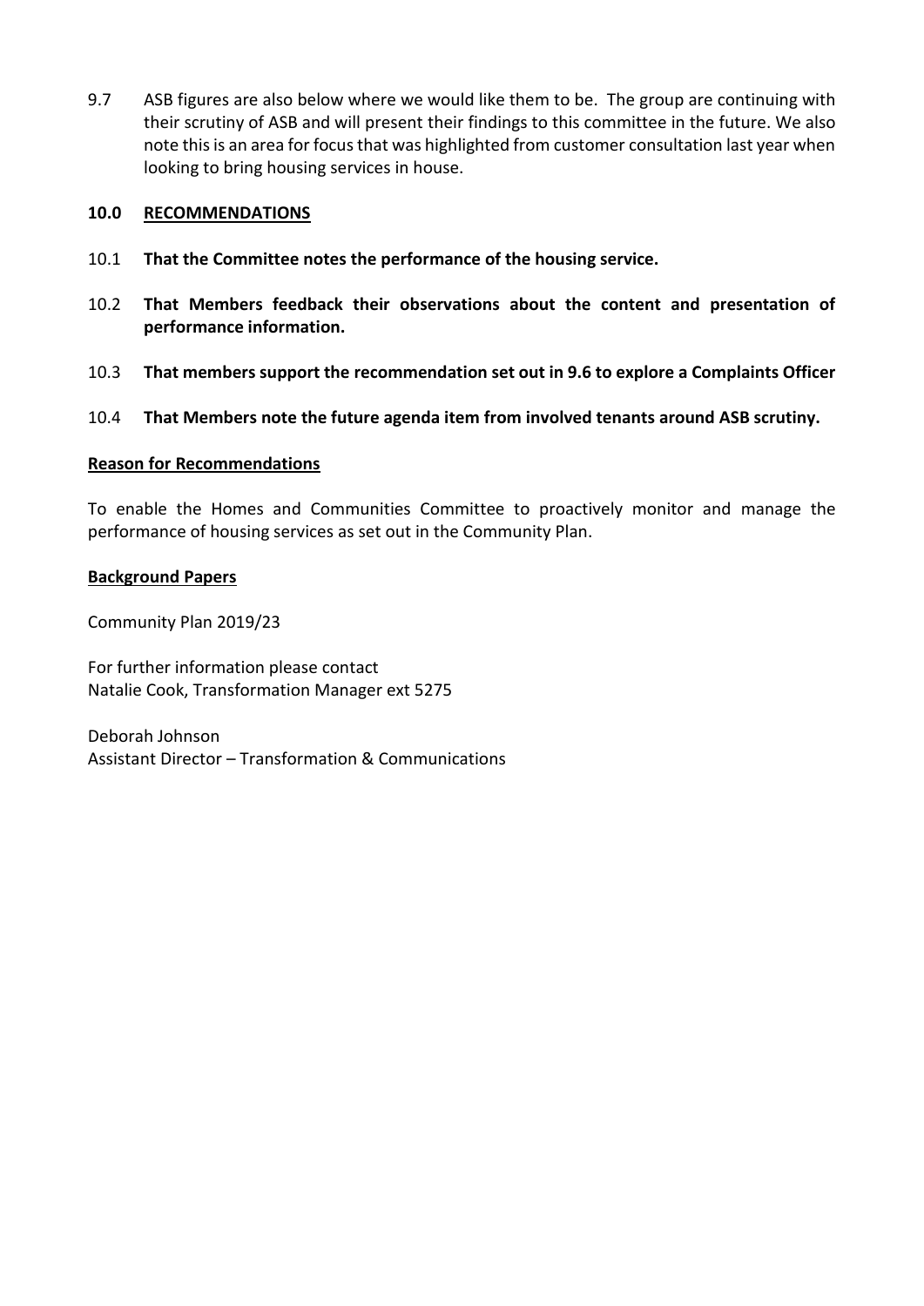9.7 ASB figures are also below where we would like them to be. The group are continuing with their scrutiny of ASB and will present their findings to this committee in the future. We also note this is an area for focus that was highlighted from customer consultation last year when looking to bring housing services in house.

## 10.0 RECOMMENDATIONS

10.1 **That the Committee notes the performance of the housing service.**

10.2 **That Members feedback their observations about the content and presentation of performance information.**

10.3 **That members support the recommendation set out in 9.6 to explore a Complaints Officer**

10.4 **That Members note the future agenda item from involved tenants around ASB scrutiny.**

**Reason for Recommendations**

To enable the Homes and Communities Committee to proactively monitor and manage the performance of housing services as set out in the Community Plan.

**Background Papers**

Community Plan 2019/23

For further information please contact
Natalie Cook, Transformation Manager ext 5275

Deborah Johnson
Assistant Director – Transformation & Communications